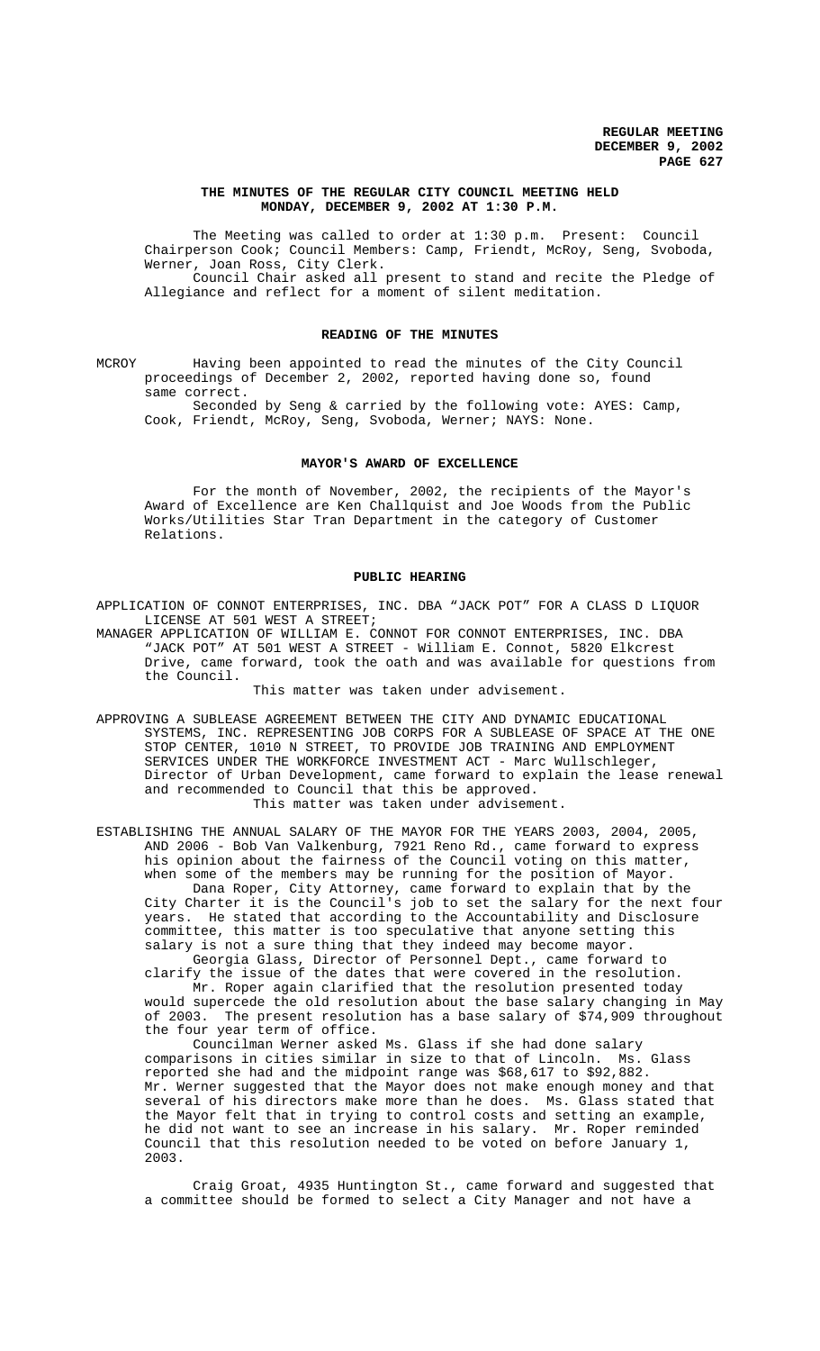**REGULAR MEETING**
**DECEMBER 9, 2002**

## THE MINUTES OF THE REGULAR CITY COUNCIL MEETING HELD MONDAY, DECEMBER 9, 2002 AT 1:30 P.M.

The Meeting was called to order at 1:30 p.m. Present: Council Chairperson Cook; Council Members: Camp, Friendt, McRoy, Seng, Svoboda, Werner, Joan Ross, City Clerk.

Council Chair asked all present to stand and recite the Pledge of Allegiance and reflect for a moment of silent meditation.

## READING OF THE MINUTES

MCROY Having been appointed to read the minutes of the City Council proceedings of December 2, 2002, reported having done so, found same correct.

Seconded by Seng & carried by the following vote: AYES: Camp, Cook, Friendt, McRoy, Seng, Svoboda, Werner; NAYS: None.

## MAYOR'S AWARD OF EXCELLENCE

For the month of November, 2002, the recipients of the Mayor's Award of Excellence are Ken Challquist and Joe Woods from the Public Works/Utilities Star Tran Department in the category of Customer Relations.

## PUBLIC HEARING

APPLICATION OF CONNOT ENTERPRISES, INC. DBA "JACK POT" FOR A CLASS D LIQUOR LICENSE AT 501 WEST A STREET;

MANAGER APPLICATION OF WILLIAM E. CONNOT FOR CONNOT ENTERPRISES, INC. DBA "JACK POT" AT 501 WEST A STREET - William E. Connot, 5820 Elkcrest Drive, came forward, took the oath and was available for questions from the Council.

This matter was taken under advisement.

APPROVING A SUBLEASE AGREEMENT BETWEEN THE CITY AND DYNAMIC EDUCATIONAL SYSTEMS, INC. REPRESENTING JOB CORPS FOR A SUBLEASE OF SPACE AT THE ONE STOP CENTER, 1010 N STREET, TO PROVIDE JOB TRAINING AND EMPLOYMENT SERVICES UNDER THE WORKFORCE INVESTMENT ACT - Marc Wullschleger, Director of Urban Development, came forward to explain the lease renewal and recommended to Council that this be approved.

This matter was taken under advisement.

ESTABLISHING THE ANNUAL SALARY OF THE MAYOR FOR THE YEARS 2003, 2004, 2005, AND 2006 - Bob Van Valkenburg, 7921 Reno Rd., came forward to express his opinion about the fairness of the Council voting on this matter, when some of the members may be running for the position of Mayor.

Dana Roper, City Attorney, came forward to explain that by the City Charter it is the Council's job to set the salary for the next four years. He stated that according to the Accountability and Disclosure committee, this matter is too speculative that anyone setting this salary is not a sure thing that they indeed may become mayor.

Georgia Glass, Director of Personnel Dept., came forward to clarify the issue of the dates that were covered in the resolution.

Mr. Roper again clarified that the resolution presented today would supercede the old resolution about the base salary changing in May of 2003. The present resolution has a base salary of $74,909 throughout the four year term of office.

Councilman Werner asked Ms. Glass if she had done salary comparisons in cities similar in size to that of Lincoln. Ms. Glass reported she had and the midpoint range was $68,617 to $92,882. Mr. Werner suggested that the Mayor does not make enough money and that several of his directors make more than he does. Ms. Glass stated that the Mayor felt that in trying to control costs and setting an example, he did not want to see an increase in his salary. Mr. Roper reminded Council that this resolution needed to be voted on before January 1, 2003.

Craig Groat, 4935 Huntington St., came forward and suggested that a committee should be formed to select a City Manager and not have a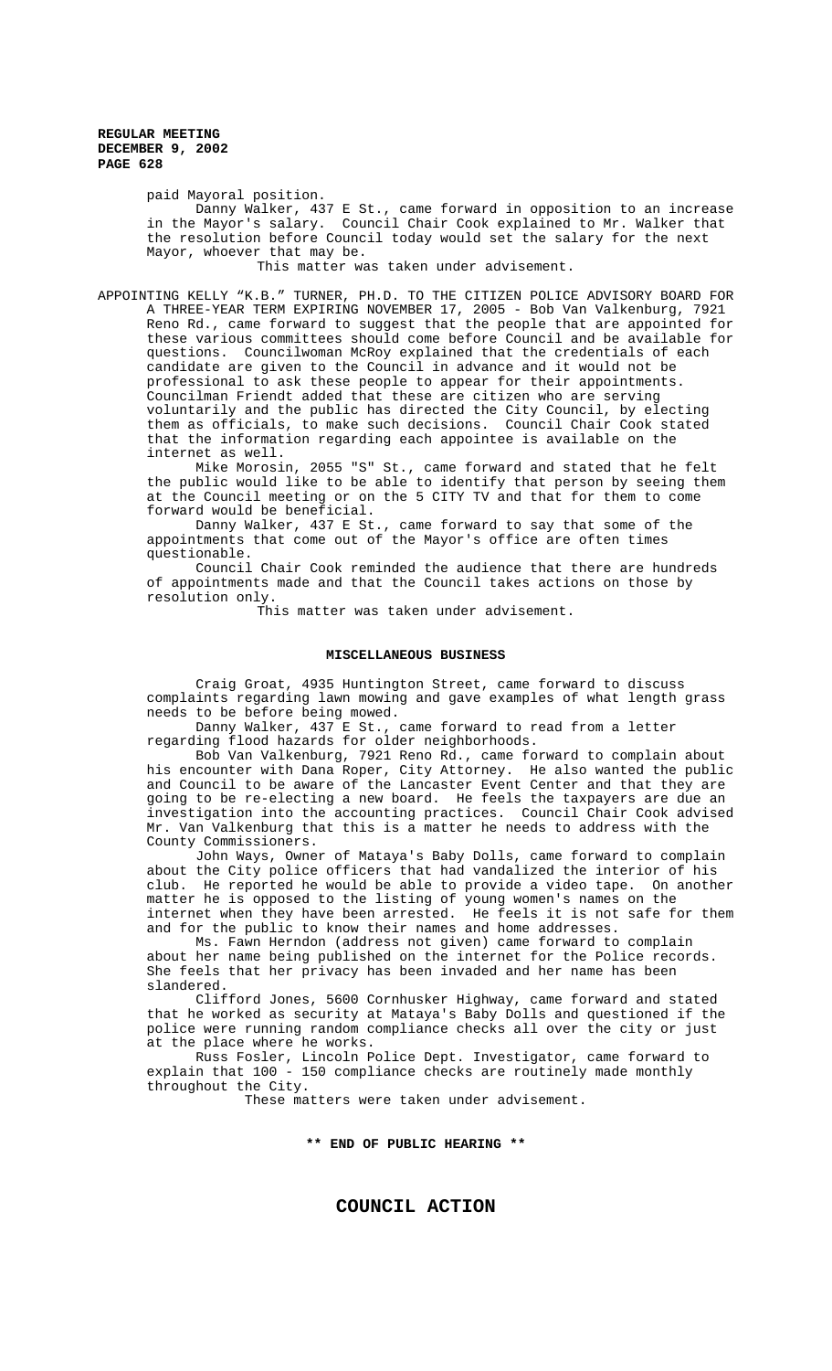paid Mayoral position.

Danny Walker, 437 E St., came forward in opposition to an increase in the Mayor's salary. Council Chair Cook explained to Mr. Walker that the resolution before Council today would set the salary for the next Mayor, whoever that may be.

This matter was taken under advisement.

APPOINTING KELLY "K.B." TURNER, PH.D. TO THE CITIZEN POLICE ADVISORY BOARD FOR A THREE-YEAR TERM EXPIRING NOVEMBER 17, 2005 - Bob Van Valkenburg, 7921 Reno Rd., came forward to suggest that the people that are appointed for these various committees should come before Council and be available for questions. Councilwoman McRoy explained that the credentials of each candidate are given to the Council in advance and it would not be professional to ask these people to appear for their appointments. Councilman Friendt added that these are citizen who are serving voluntarily and the public has directed the City Council, by electing them as officials, to make such decisions. Council Chair Cook stated that the information regarding each appointee is available on the internet as well.

Mike Morosin, 2055 "S" St., came forward and stated that he felt the public would like to be able to identify that person by seeing them at the Council meeting or on the 5 CITY TV and that for them to come forward would be beneficial.

Danny Walker, 437 E St., came forward to say that some of the appointments that come out of the Mayor's office are often times questionable.

Council Chair Cook reminded the audience that there are hundreds of appointments made and that the Council takes actions on those by resolution only.

This matter was taken under advisement.

## MISCELLANEOUS BUSINESS

Craig Groat, 4935 Huntington Street, came forward to discuss complaints regarding lawn mowing and gave examples of what length grass needs to be before being mowed.

Danny Walker, 437 E St., came forward to read from a letter regarding flood hazards for older neighborhoods.

Bob Van Valkenburg, 7921 Reno Rd., came forward to complain about his encounter with Dana Roper, City Attorney. He also wanted the public and Council to be aware of the Lancaster Event Center and that they are going to be re-electing a new board. He feels the taxpayers are due an investigation into the accounting practices. Council Chair Cook advised Mr. Van Valkenburg that this is a matter he needs to address with the County Commissioners.

John Ways, Owner of Mataya's Baby Dolls, came forward to complain about the City police officers that had vandalized the interior of his club. He reported he would be able to provide a video tape. On another matter he is opposed to the listing of young women's names on the internet when they have been arrested. He feels it is not safe for them and for the public to know their names and home addresses.

Ms. Fawn Herndon (address not given) came forward to complain about her name being published on the internet for the Police records. She feels that her privacy has been invaded and her name has been slandered.

Clifford Jones, 5600 Cornhusker Highway, came forward and stated that he worked as security at Mataya's Baby Dolls and questioned if the police were running random compliance checks all over the city or just at the place where he works.

Russ Fosler, Lincoln Police Dept. Investigator, came forward to explain that 100 - 150 compliance checks are routinely made monthly throughout the City.

These matters were taken under advisement.

**\*\* END OF PUBLIC HEARING \*\***

## COUNCIL ACTION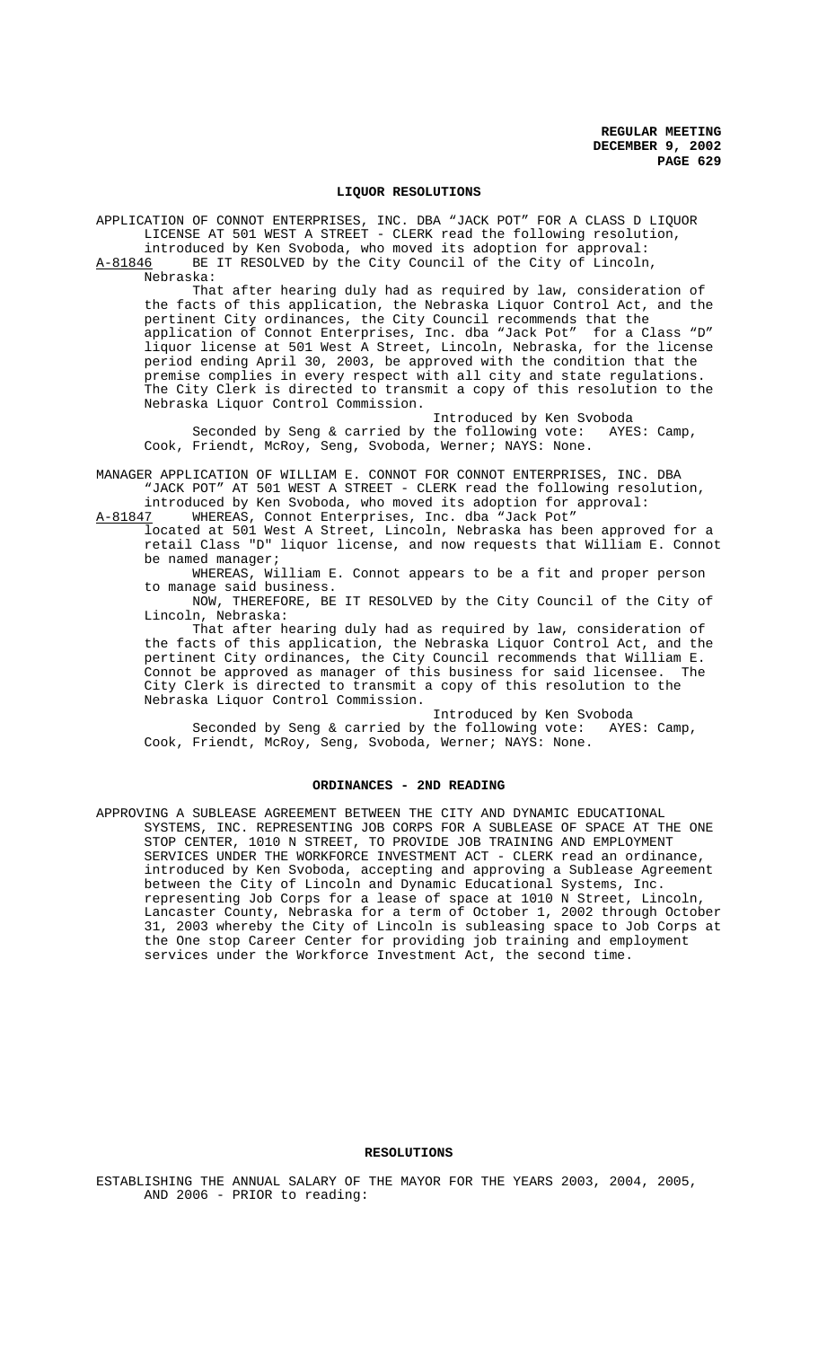## LIQUOR RESOLUTIONS

APPLICATION OF CONNOT ENTERPRISES, INC. DBA "JACK POT" FOR A CLASS D LIQUOR LICENSE AT 501 WEST A STREET - CLERK read the following resolution, introduced by Ken Svoboda, who moved its adoption for approval:

A-81846 BE IT RESOLVED by the City Council of the City of Lincoln, Nebraska:

That after hearing duly had as required by law, consideration of the facts of this application, the Nebraska Liquor Control Act, and the pertinent City ordinances, the City Council recommends that the application of Connot Enterprises, Inc. dba "Jack Pot" for a Class "D" liquor license at 501 West A Street, Lincoln, Nebraska, for the license period ending April 30, 2003, be approved with the condition that the premise complies in every respect with all city and state regulations. The City Clerk is directed to transmit a copy of this resolution to the Nebraska Liquor Control Commission.

Introduced by Ken Svoboda

Seconded by Seng & carried by the following vote: AYES: Camp, Cook, Friendt, McRoy, Seng, Svoboda, Werner; NAYS: None.

MANAGER APPLICATION OF WILLIAM E. CONNOT FOR CONNOT ENTERPRISES, INC. DBA "JACK POT" AT 501 WEST A STREET - CLERK read the following resolution, introduced by Ken Svoboda, who moved its adoption for approval:

A-81847 WHEREAS, Connot Enterprises, Inc. dba "Jack Pot" located at 501 West A Street, Lincoln, Nebraska has been approved for a retail Class "D" liquor license, and now requests that William E. Connot be named manager;

WHEREAS, William E. Connot appears to be a fit and proper person to manage said business.

NOW, THEREFORE, BE IT RESOLVED by the City Council of the City of Lincoln, Nebraska:

That after hearing duly had as required by law, consideration of the facts of this application, the Nebraska Liquor Control Act, and the pertinent City ordinances, the City Council recommends that William E. Connot be approved as manager of this business for said licensee. The City Clerk is directed to transmit a copy of this resolution to the Nebraska Liquor Control Commission.

Introduced by Ken Svoboda

Seconded by Seng & carried by the following vote: AYES: Camp, Cook, Friendt, McRoy, Seng, Svoboda, Werner; NAYS: None.

## ORDINANCES - 2ND READING

APPROVING A SUBLEASE AGREEMENT BETWEEN THE CITY AND DYNAMIC EDUCATIONAL SYSTEMS, INC. REPRESENTING JOB CORPS FOR A SUBLEASE OF SPACE AT THE ONE STOP CENTER, 1010 N STREET, TO PROVIDE JOB TRAINING AND EMPLOYMENT SERVICES UNDER THE WORKFORCE INVESTMENT ACT - CLERK read an ordinance, introduced by Ken Svoboda, accepting and approving a Sublease Agreement between the City of Lincoln and Dynamic Educational Systems, Inc. representing Job Corps for a lease of space at 1010 N Street, Lincoln, Lancaster County, Nebraska for a term of October 1, 2002 through October 31, 2003 whereby the City of Lincoln is subleasing space to Job Corps at the One stop Career Center for providing job training and employment services under the Workforce Investment Act, the second time.

## RESOLUTIONS

ESTABLISHING THE ANNUAL SALARY OF THE MAYOR FOR THE YEARS 2003, 2004, 2005, AND 2006 - PRIOR to reading: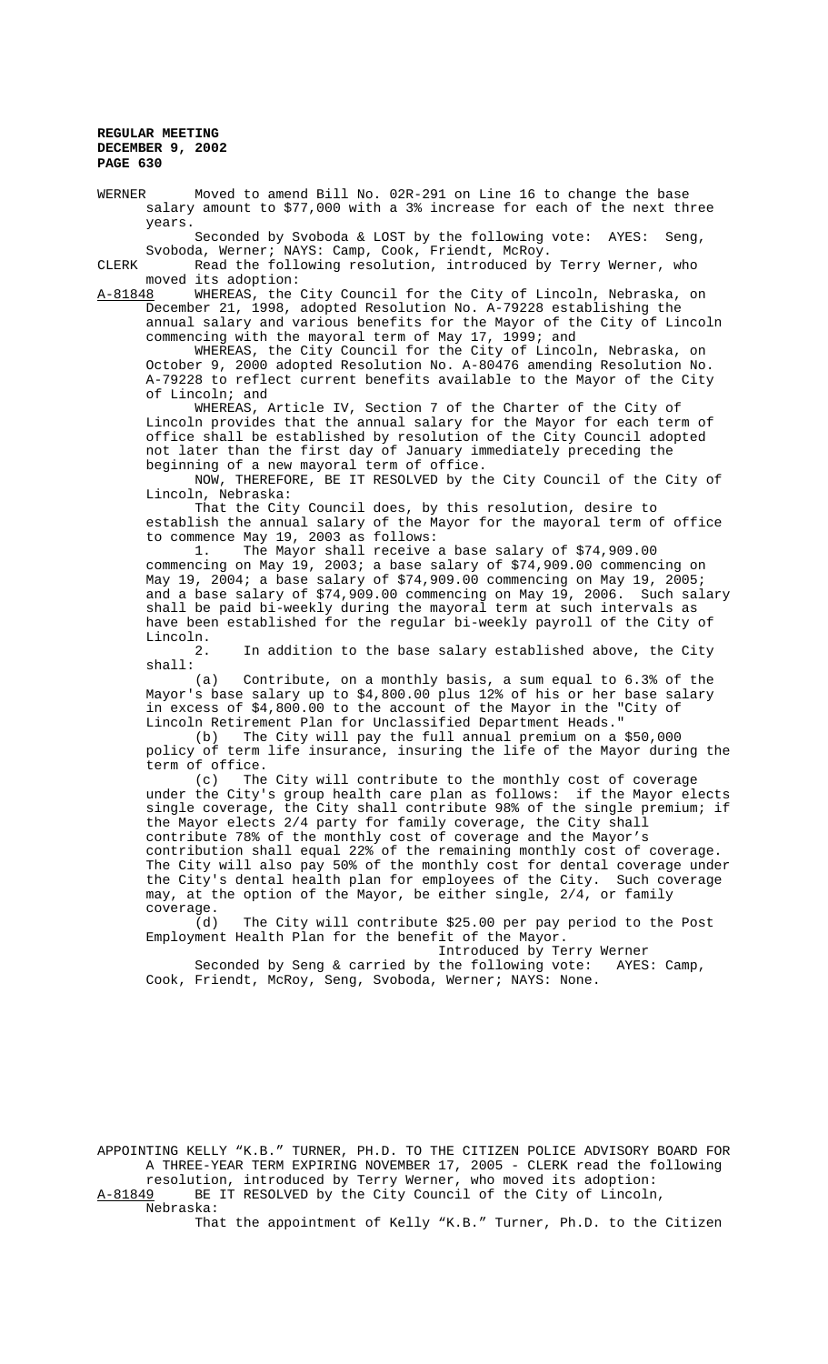WERNER Moved to amend Bill No. 02R-291 on Line 16 to change the base salary amount to $77,000 with a 3% increase for each of the next three years.

Seconded by Svoboda & LOST by the following vote: AYES: Seng, Svoboda, Werner; NAYS: Camp, Cook, Friendt, McRoy.

CLERK Read the following resolution, introduced by Terry Werner, who moved its adoption:

A-81848 WHEREAS, the City Council for the City of Lincoln, Nebraska, on December 21, 1998, adopted Resolution No. A-79228 establishing the annual salary and various benefits for the Mayor of the City of Lincoln commencing with the mayoral term of May 17, 1999; and

WHEREAS, the City Council for the City of Lincoln, Nebraska, on October 9, 2000 adopted Resolution No. A-80476 amending Resolution No. A-79228 to reflect current benefits available to the Mayor of the City of Lincoln; and

WHEREAS, Article IV, Section 7 of the Charter of the City of Lincoln provides that the annual salary for the Mayor for each term of office shall be established by resolution of the City Council adopted not later than the first day of January immediately preceding the beginning of a new mayoral term of office.

NOW, THEREFORE, BE IT RESOLVED by the City Council of the City of Lincoln, Nebraska:

That the City Council does, by this resolution, desire to establish the annual salary of the Mayor for the mayoral term of office to commence May 19, 2003 as follows:

1. The Mayor shall receive a base salary of $74,909.00 commencing on May 19, 2003; a base salary of $74,909.00 commencing on May 19, 2004; a base salary of $74,909.00 commencing on May 19, 2005; and a base salary of $74,909.00 commencing on May 19, 2006. Such salary shall be paid bi-weekly during the mayoral term at such intervals as have been established for the regular bi-weekly payroll of the City of Lincoln.

2. In addition to the base salary established above, the City shall:

(a) Contribute, on a monthly basis, a sum equal to 6.3% of the Mayor's base salary up to $4,800.00 plus 12% of his or her base salary in excess of $4,800.00 to the account of the Mayor in the "City of Lincoln Retirement Plan for Unclassified Department Heads."

(b) The City will pay the full annual premium on a $50,000 policy of term life insurance, insuring the life of the Mayor during the term of office.

(c) The City will contribute to the monthly cost of coverage under the City's group health care plan as follows: if the Mayor elects single coverage, the City shall contribute 98% of the single premium; if the Mayor elects 2/4 party for family coverage, the City shall contribute 78% of the monthly cost of coverage and the Mayor's contribution shall equal 22% of the remaining monthly cost of coverage. The City will also pay 50% of the monthly cost for dental coverage under the City's dental health plan for employees of the City. Such coverage may, at the option of the Mayor, be either single, 2/4, or family coverage.

(d) The City will contribute $25.00 per pay period to the Post Employment Health Plan for the benefit of the Mayor.

Introduced by Terry Werner

Seconded by Seng & carried by the following vote: AYES: Camp, Cook, Friendt, McRoy, Seng, Svoboda, Werner; NAYS: None.

APPOINTING KELLY "K.B." TURNER, PH.D. TO THE CITIZEN POLICE ADVISORY BOARD FOR A THREE-YEAR TERM EXPIRING NOVEMBER 17, 2005 - CLERK read the following resolution, introduced by Terry Werner, who moved its adoption:

A-81849 BE IT RESOLVED by the City Council of the City of Lincoln, Nebraska:

That the appointment of Kelly "K.B." Turner, Ph.D. to the Citizen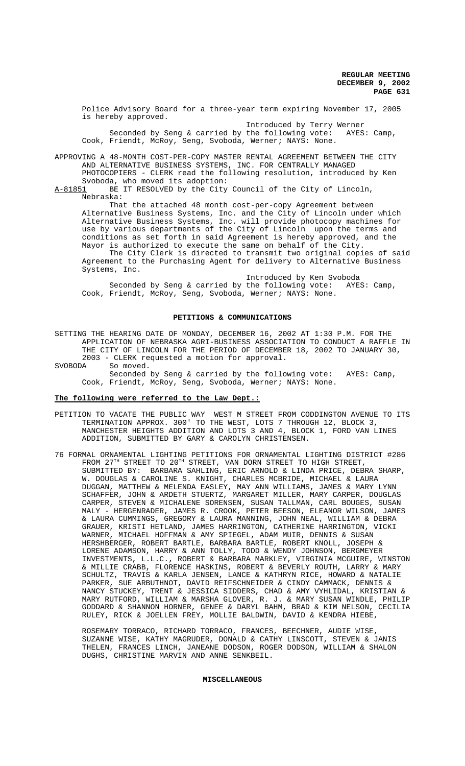Police Advisory Board for a three-year term expiring November 17, 2005 is hereby approved.

Introduced by Terry Werner

Seconded by Seng & carried by the following vote: AYES: Camp, Cook, Friendt, McRoy, Seng, Svoboda, Werner; NAYS: None.

APPROVING A 48-MONTH COST-PER-COPY MASTER RENTAL AGREEMENT BETWEEN THE CITY AND ALTERNATIVE BUSINESS SYSTEMS, INC. FOR CENTRALLY MANAGED PHOTOCOPIERS - CLERK read the following resolution, introduced by Ken Svoboda, who moved its adoption:

A-81851 BE IT RESOLVED by the City Council of the City of Lincoln, Nebraska:

That the attached 48 month cost-per-copy Agreement between Alternative Business Systems, Inc. and the City of Lincoln under which Alternative Business Systems, Inc. will provide photocopy machines for use by various departments of the City of Lincoln upon the terms and conditions as set forth in said Agreement is hereby approved, and the Mayor is authorized to execute the same on behalf of the City.

The City Clerk is directed to transmit two original copies of said Agreement to the Purchasing Agent for delivery to Alternative Business Systems, Inc.

Introduced by Ken Svoboda

Seconded by Seng & carried by the following vote: AYES: Camp, Cook, Friendt, McRoy, Seng, Svoboda, Werner; NAYS: None.

**PETITIONS & COMMUNICATIONS**

SETTING THE HEARING DATE OF MONDAY, DECEMBER 16, 2002 AT 1:30 P.M. FOR THE APPLICATION OF NEBRASKA AGRI-BUSINESS ASSOCIATION TO CONDUCT A RAFFLE IN THE CITY OF LINCOLN FOR THE PERIOD OF DECEMBER 18, 2002 TO JANUARY 30, 2003 - CLERK requested a motion for approval.

SVOBODA So moved.

Seconded by Seng & carried by the following vote: AYES: Camp, Cook, Friendt, McRoy, Seng, Svoboda, Werner; NAYS: None.

**The following were referred to the Law Dept.:**

PETITION TO VACATE THE PUBLIC WAY WEST M STREET FROM CODDINGTON AVENUE TO ITS TERMINATION APPROX. 300' TO THE WEST, LOTS 7 THROUGH 12, BLOCK 3, MANCHESTER HEIGHTS ADDITION AND LOTS 3 AND 4, BLOCK 1, FORD VAN LINES ADDITION, SUBMITTED BY GARY & CAROLYN CHRISTENSEN.

76 FORMAL ORNAMENTAL LIGHTING PETITIONS FOR ORNAMENTAL LIGHTING DISTRICT #286 FROM 27TH STREET TO 20TH STREET, VAN DORN STREET TO HIGH STREET, SUBMITTED BY: BARBARA SAHLING, ERIC ARNOLD & LINDA PRICE, DEBRA SHARP, W. DOUGLAS & CAROLINE S. KNIGHT, CHARLES MCBRIDE, MICHAEL & LAURA DUGGAN, MATTHEW & MELENDA EASLEY, MAY ANN WILLIAMS, JAMES & MARY LYNN SCHAFFER, JOHN & ARDETH STUERTZ, MARGARET MILLER, MARY CARPER, DOUGLAS CARPER, STEVEN & MICHALENE SORENSEN, SUSAN TALLMAN, CARL BOUGES, SUSAN MALY - HERGENRADER, JAMES R. CROOK, PETER BEESON, ELEANOR WILSON, JAMES & LAURA CUMMINGS, GREGORY & LAURA MANNING, JOHN NEAL, WILLIAM & DEBRA GRAUER, KRISTI HETLAND, JAMES HARRINGTON, CATHERINE HARRINGTON, VICKI WARNER, MICHAEL HOFFMAN & AMY SPIEGEL, ADAM MUIR, DENNIS & SUSAN HERSHBERGER, ROBERT BARTLE, BARBARA BARTLE, ROBERT KNOLL, JOSEPH & LORENE ADAMSON, HARRY & ANN TOLLY, TODD & WENDY JOHNSON, BERGMEYER INVESTMENTS, L.L.C., ROBERT & BARBARA MARKLEY, VIRGINIA MCGUIRE, WINSTON & MILLIE CRABB, FLORENCE HASKINS, ROBERT & BEVERLY ROUTH, LARRY & MARY SCHULTZ, TRAVIS & KARLA JENSEN, LANCE & KATHRYN RICE, HOWARD & NATALIE PARKER, SUE ARBUTHNOT, DAVID REIFSCHNEIDER & CINDY CAMMACK, DENNIS & NANCY STUCKEY, TRENT & JESSICA SIDDERS, CHAD & AMY VYHLIDAL, KRISTIAN & MARY RUTFORD, WILLIAM & MARSHA GLOVER, R. J. & MARY SUSAN WINDLE, PHILIP GODDARD & SHANNON HORNER, GENEE & DARYL BAHM, BRAD & KIM NELSON, CECILIA RULEY, RICK & JOELLEN FREY, MOLLIE BALDWIN, DAVID & KENDRA HIEBE,

ROSEMARY TORRACO, RICHARD TORRACO, FRANCES, BEECHNER, AUDIE WISE, SUZANNE WISE, KATHY MAGRUDER, DONALD & CATHY LINSCOTT, STEVEN & JANIS THELEN, FRANCES LINCH, JANEANE DODSON, ROGER DODSON, WILLIAM & SHALON DUGHS, CHRISTINE MARVIN AND ANNE SENKBEIL.

**MISCELLANEOUS**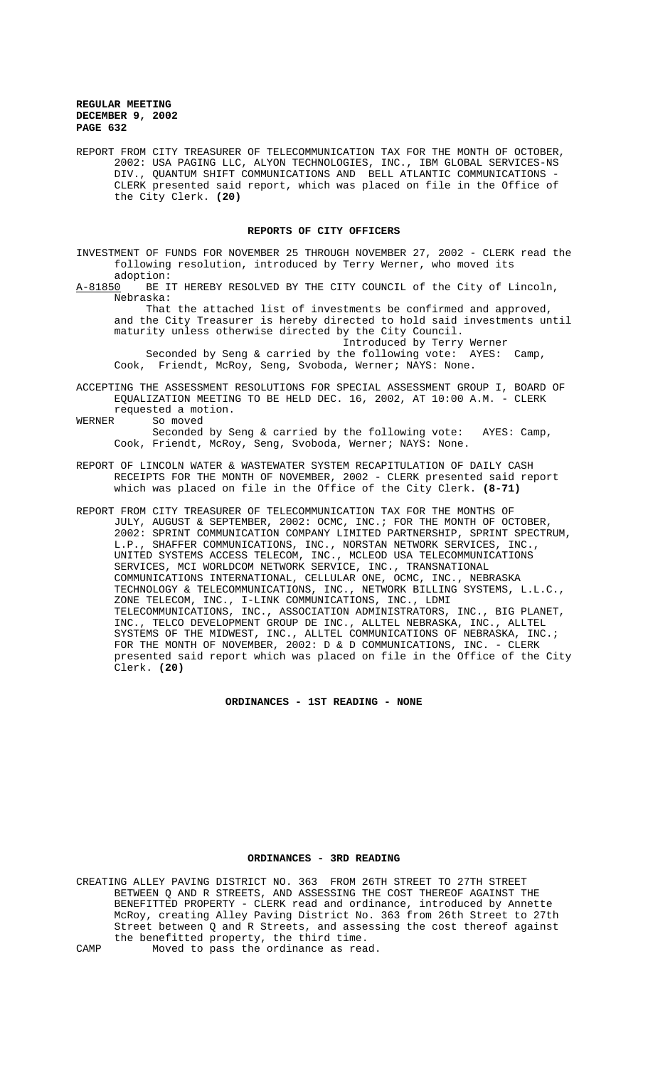REPORT FROM CITY TREASURER OF TELECOMMUNICATION TAX FOR THE MONTH OF OCTOBER, 2002: USA PAGING LLC, ALYON TECHNOLOGIES, INC., IBM GLOBAL SERVICES-NS DIV., QUANTUM SHIFT COMMUNICATIONS AND BELL ATLANTIC COMMUNICATIONS - CLERK presented said report, which was placed on file in the Office of the City Clerk. **(20)**

## REPORTS OF CITY OFFICERS

INVESTMENT OF FUNDS FOR NOVEMBER 25 THROUGH NOVEMBER 27, 2002 - CLERK read the following resolution, introduced by Terry Werner, who moved its adoption:

A-81850 BE IT HEREBY RESOLVED BY THE CITY COUNCIL of the City of Lincoln, Nebraska:

That the attached list of investments be confirmed and approved, and the City Treasurer is hereby directed to hold said investments until maturity unless otherwise directed by the City Council.

Introduced by Terry Werner

Seconded by Seng & carried by the following vote: AYES: Camp, Cook, Friendt, McRoy, Seng, Svoboda, Werner; NAYS: None.

ACCEPTING THE ASSESSMENT RESOLUTIONS FOR SPECIAL ASSESSMENT GROUP I, BOARD OF EQUALIZATION MEETING TO BE HELD DEC. 16, 2002, AT 10:00 A.M. - CLERK requested a motion.

WERNER So moved

Seconded by Seng & carried by the following vote: AYES: Camp, Cook, Friendt, McRoy, Seng, Svoboda, Werner; NAYS: None.

REPORT OF LINCOLN WATER & WASTEWATER SYSTEM RECAPITULATION OF DAILY CASH RECEIPTS FOR THE MONTH OF NOVEMBER, 2002 - CLERK presented said report which was placed on file in the Office of the City Clerk. **(8-71)**

REPORT FROM CITY TREASURER OF TELECOMMUNICATION TAX FOR THE MONTHS OF JULY, AUGUST & SEPTEMBER, 2002: OCMC, INC.; FOR THE MONTH OF OCTOBER, 2002: SPRINT COMMUNICATION COMPANY LIMITED PARTNERSHIP, SPRINT SPECTRUM, L.P., SHAFFER COMMUNICATIONS, INC., NORSTAN NETWORK SERVICES, INC., UNITED SYSTEMS ACCESS TELECOM, INC., MCLEOD USA TELECOMMUNICATIONS SERVICES, MCI WORLDCOM NETWORK SERVICE, INC., TRANSNATIONAL COMMUNICATIONS INTERNATIONAL, CELLULAR ONE, OCMC, INC., NEBRASKA TECHNOLOGY & TELECOMMUNICATIONS, INC., NETWORK BILLING SYSTEMS, L.L.C., ZONE TELECOM, INC., I-LINK COMMUNICATIONS, INC., LDMI TELECOMMUNICATIONS, INC., ASSOCIATION ADMINISTRATORS, INC., BIG PLANET, INC., TELCO DEVELOPMENT GROUP DE INC., ALLTEL NEBRASKA, INC., ALLTEL SYSTEMS OF THE MIDWEST, INC., ALLTEL COMMUNICATIONS OF NEBRASKA, INC.; FOR THE MONTH OF NOVEMBER, 2002: D & D COMMUNICATIONS, INC. - CLERK presented said report which was placed on file in the Office of the City Clerk. **(20)**

## ORDINANCES - 1ST READING - NONE

## ORDINANCES - 3RD READING

CREATING ALLEY PAVING DISTRICT NO. 363 FROM 26TH STREET TO 27TH STREET BETWEEN Q AND R STREETS, AND ASSESSING THE COST THEREOF AGAINST THE BENEFITTED PROPERTY - CLERK read and ordinance, introduced by Annette McRoy, creating Alley Paving District No. 363 from 26th Street to 27th Street between Q and R Streets, and assessing the cost thereof against the benefitted property, the third time.

CAMP Moved to pass the ordinance as read.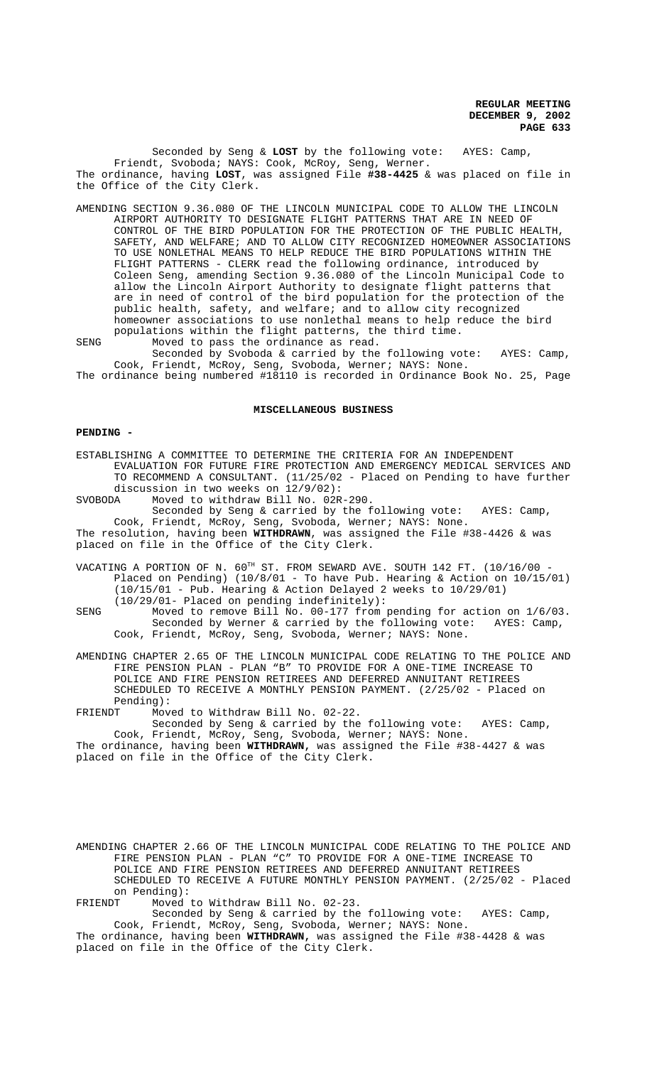Seconded by Seng & **LOST** by the following vote: AYES: Camp, Friendt, Svoboda; NAYS: Cook, McRoy, Seng, Werner.

The ordinance, having **LOST**, was assigned File **#38-4425** & was placed on file in the Office of the City Clerk.

AMENDING SECTION 9.36.080 OF THE LINCOLN MUNICIPAL CODE TO ALLOW THE LINCOLN AIRPORT AUTHORITY TO DESIGNATE FLIGHT PATTERNS THAT ARE IN NEED OF CONTROL OF THE BIRD POPULATION FOR THE PROTECTION OF THE PUBLIC HEALTH, SAFETY, AND WELFARE; AND TO ALLOW CITY RECOGNIZED HOMEOWNER ASSOCIATIONS TO USE NONLETHAL MEANS TO HELP REDUCE THE BIRD POPULATIONS WITHIN THE FLIGHT PATTERNS - CLERK read the following ordinance, introduced by Coleen Seng, amending Section 9.36.080 of the Lincoln Municipal Code to allow the Lincoln Airport Authority to designate flight patterns that are in need of control of the bird population for the protection of the public health, safety, and welfare; and to allow city recognized homeowner associations to use nonlethal means to help reduce the bird populations within the flight patterns, the third time.

SENG Moved to pass the ordinance as read.

Seconded by Svoboda & carried by the following vote: AYES: Camp, Cook, Friendt, McRoy, Seng, Svoboda, Werner; NAYS: None.

The ordinance being numbered #18110 is recorded in Ordinance Book No. 25, Page

## MISCELLANEOUS BUSINESS

### PENDING -

ESTABLISHING A COMMITTEE TO DETERMINE THE CRITERIA FOR AN INDEPENDENT EVALUATION FOR FUTURE FIRE PROTECTION AND EMERGENCY MEDICAL SERVICES AND TO RECOMMEND A CONSULTANT. (11/25/02 - Placed on Pending to have further discussion in two weeks on 12/9/02):

SVOBODA Moved to withdraw Bill No. 02R-290.

Seconded by Seng & carried by the following vote: AYES: Camp, Cook, Friendt, McRoy, Seng, Svoboda, Werner; NAYS: None.

The resolution, having been **WITHDRAWN**, was assigned the File #38-4426 & was placed on file in the Office of the City Clerk.

VACATING A PORTION OF N. 60TH ST. FROM SEWARD AVE. SOUTH 142 FT. (10/16/00 - Placed on Pending) (10/8/01 - To have Pub. Hearing & Action on 10/15/01) (10/15/01 - Pub. Hearing & Action Delayed 2 weeks to 10/29/01) (10/29/01- Placed on pending indefinitely):

SENG Moved to remove Bill No. 00-177 from pending for action on 1/6/03.

Seconded by Werner & carried by the following vote: AYES: Camp, Cook, Friendt, McRoy, Seng, Svoboda, Werner; NAYS: None.

AMENDING CHAPTER 2.65 OF THE LINCOLN MUNICIPAL CODE RELATING TO THE POLICE AND FIRE PENSION PLAN - PLAN "B" TO PROVIDE FOR A ONE-TIME INCREASE TO POLICE AND FIRE PENSION RETIREES AND DEFERRED ANNUITANT RETIREES SCHEDULED TO RECEIVE A MONTHLY PENSION PAYMENT. (2/25/02 - Placed on Pending):

FRIENDT Moved to Withdraw Bill No. 02-22.

Seconded by Seng & carried by the following vote: AYES: Camp, Cook, Friendt, McRoy, Seng, Svoboda, Werner; NAYS: None.

The ordinance, having been **WITHDRAWN,** was assigned the File #38-4427 & was placed on file in the Office of the City Clerk.

AMENDING CHAPTER 2.66 OF THE LINCOLN MUNICIPAL CODE RELATING TO THE POLICE AND FIRE PENSION PLAN - PLAN "C" TO PROVIDE FOR A ONE-TIME INCREASE TO POLICE AND FIRE PENSION RETIREES AND DEFERRED ANNUITANT RETIREES SCHEDULED TO RECEIVE A FUTURE MONTHLY PENSION PAYMENT. (2/25/02 - Placed on Pending):

FRIENDT Moved to Withdraw Bill No. 02-23.

Seconded by Seng & carried by the following vote: AYES: Camp, Cook, Friendt, McRoy, Seng, Svoboda, Werner; NAYS: None.

The ordinance, having been **WITHDRAWN,** was assigned the File #38-4428 & was placed on file in the Office of the City Clerk.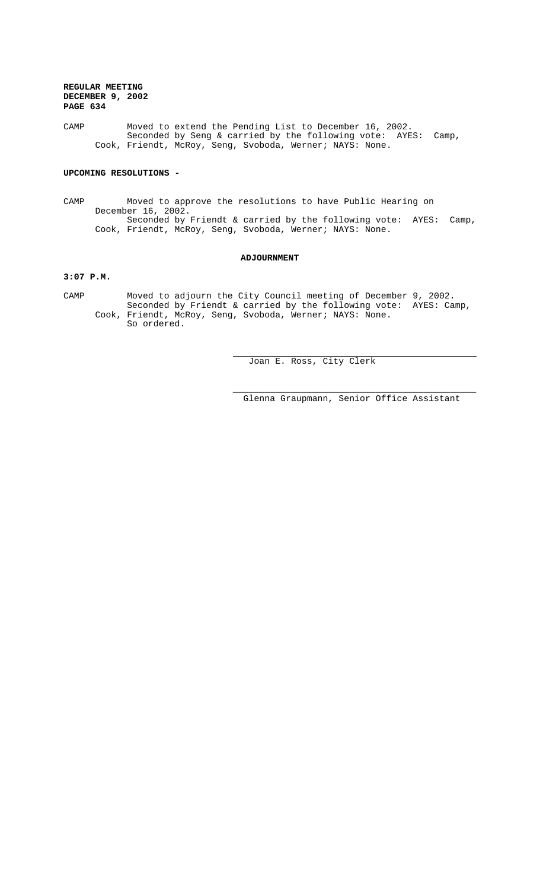CAMP Moved to extend the Pending List to December 16, 2002.
Seconded by Seng & carried by the following vote: AYES: Camp, Cook, Friendt, McRoy, Seng, Svoboda, Werner; NAYS: None.

**UPCOMING RESOLUTIONS -**

CAMP Moved to approve the resolutions to have Public Hearing on December 16, 2002.
Seconded by Friendt & carried by the following vote: AYES: Camp, Cook, Friendt, McRoy, Seng, Svoboda, Werner; NAYS: None.

**ADJOURNMENT**

**3:07 P.M.**

CAMP Moved to adjourn the City Council meeting of December 9, 2002.
Seconded by Friendt & carried by the following vote: AYES: Camp, Cook, Friendt, McRoy, Seng, Svoboda, Werner; NAYS: None.
So ordered.

Joan E. Ross, City Clerk

Glenna Graupmann, Senior Office Assistant